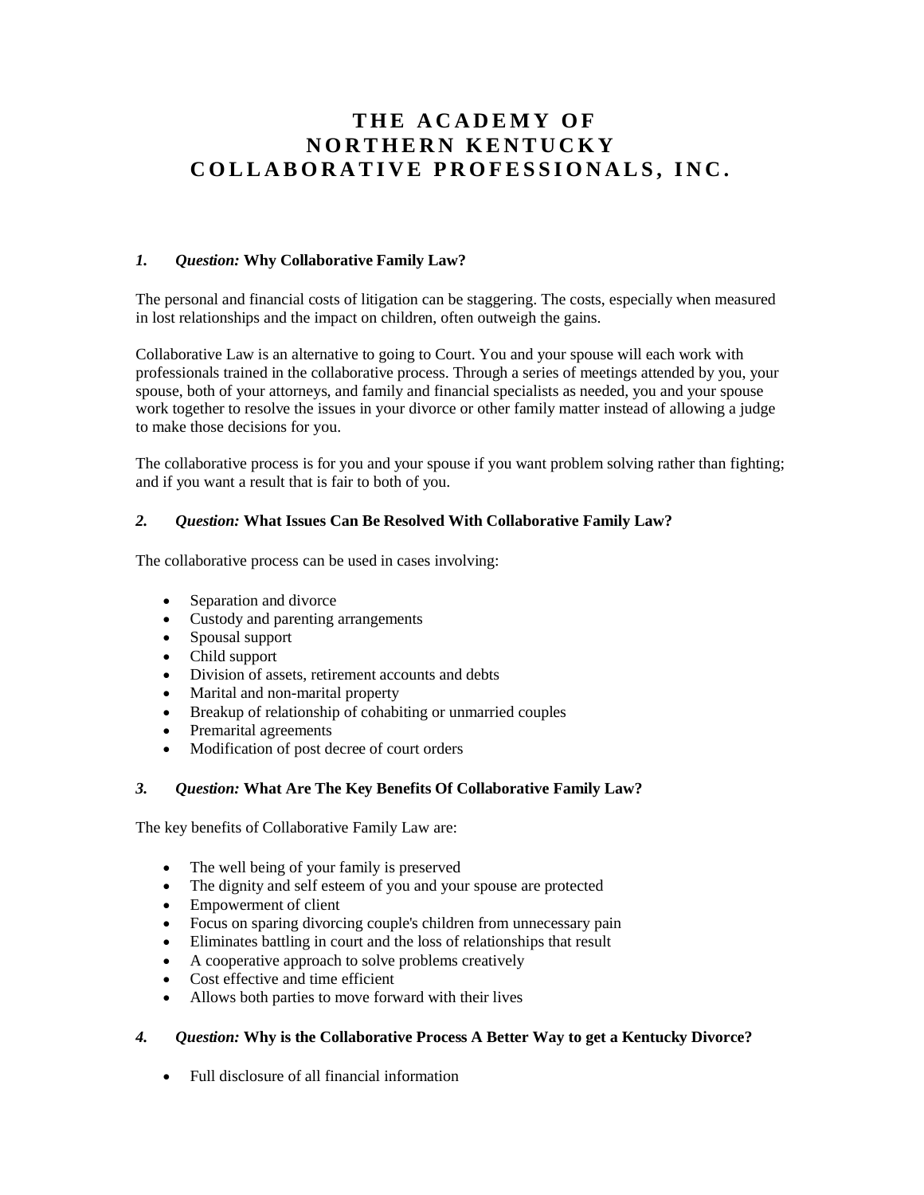# THE ACADEMY OF NORTHERN KENTUCKY COLLABORATIVE PROFESSIONALS, INC.

### *1. Question:* Why Collaborative Family Law?

The personal and financial costs of litigation can be staggering. The costs, especially when measured in lost relationships and the impact on children, often outweigh the gains.

Collaborative Law is an alternative to going to Court. You and your spouse will each work with professionals trained in the collaborative process. Through a series of meetings attended by you, your spouse, both of your attorneys, and family and financial specialists as needed, you and your spouse work together to resolve the issues in your divorce or other family matter instead of allowing a judge to make those decisions for you.

The collaborative process is for you and your spouse if you want problem solving rather than fighting; and if you want a result that is fair to both of you.

### *2. Question:* What Issues Can Be Resolved With Collaborative Family Law?

The collaborative process can be used in cases involving:

- Separation and divorce
- Custody and parenting arrangements
- Spousal support
- Child support
- Division of assets, retirement accounts and debts
- Marital and non-marital property
- Breakup of relationship of cohabiting or unmarried couples
- Premarital agreements
- Modification of post decree of court orders

### *3. Question:* What Are The Key Benefits Of Collaborative Family Law?

The key benefits of Collaborative Family Law are:

- The well being of your family is preserved
- The dignity and self esteem of you and your spouse are protected
- Empowerment of client
- Focus on sparing divorcing couple's children from unnecessary pain
- Eliminates battling in court and the loss of relationships that result
- A cooperative approach to solve problems creatively
- Cost effective and time efficient
- Allows both parties to move forward with their lives

### *4. Question:* Why is the Collaborative Process A Better Way to get a Kentucky Divorce?

- Full disclosure of all financial information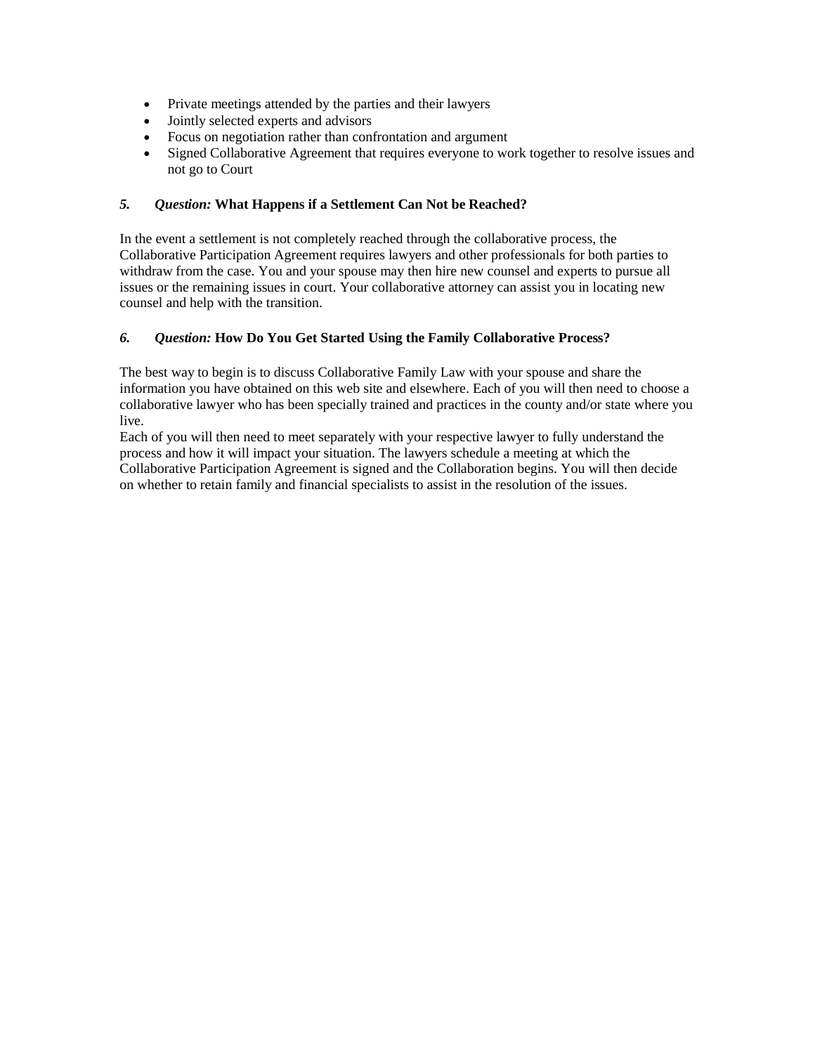- Private meetings attended by the parties and their lawyers
- Jointly selected experts and advisors
- Focus on negotiation rather than confrontation and argument
- Signed Collaborative Agreement that requires everyone to work together to resolve issues and not go to Court

### ***5. Question:*** **What Happens if a Settlement Can Not be Reached?**

In the event a settlement is not completely reached through the collaborative process, the Collaborative Participation Agreement requires lawyers and other professionals for both parties to withdraw from the case. You and your spouse may then hire new counsel and experts to pursue all issues or the remaining issues in court. Your collaborative attorney can assist you in locating new counsel and help with the transition.

### ***6. Question:*** **How Do You Get Started Using the Family Collaborative Process?**

The best way to begin is to discuss Collaborative Family Law with your spouse and share the information you have obtained on this web site and elsewhere. Each of you will then need to choose a collaborative lawyer who has been specially trained and practices in the county and/or state where you live.

Each of you will then need to meet separately with your respective lawyer to fully understand the process and how it will impact your situation. The lawyers schedule a meeting at which the Collaborative Participation Agreement is signed and the Collaboration begins. You will then decide on whether to retain family and financial specialists to assist in the resolution of the issues.